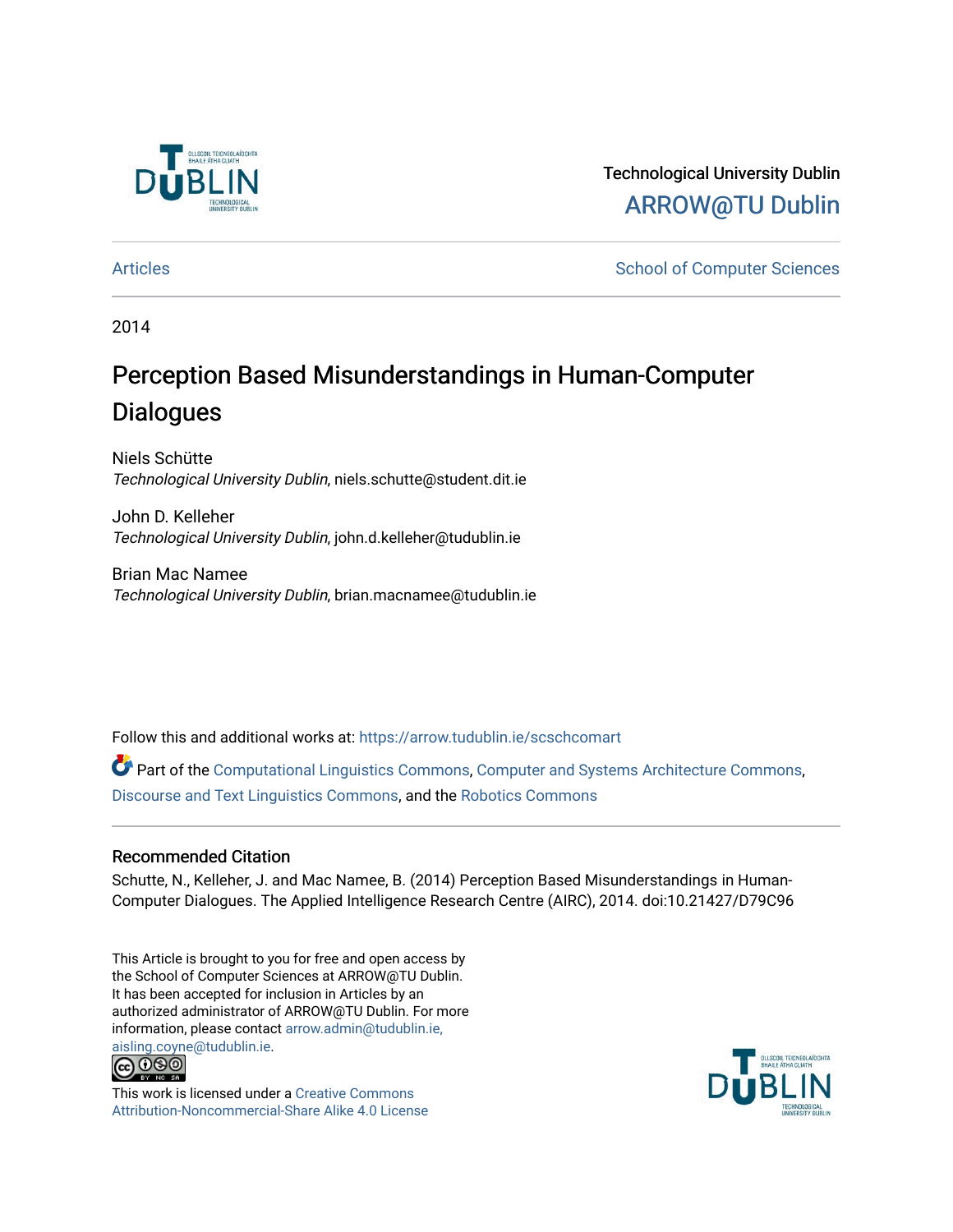Technological University Dublin

ARROW@TU Dublin

Articles | School of Computer Sciences

2014

# Perception Based Misunderstandings in Human-Computer Dialogues

Niels Schütte
*Technological University Dublin*, niels.schutte@student.dit.ie

John D. Kelleher
*Technological University Dublin*, john.d.kelleher@tudublin.ie

Brian Mac Namee
*Technological University Dublin*, brian.macnamee@tudublin.ie

Follow this and additional works at: https://arrow.tudublin.ie/scschcomart

Part of the Computational Linguistics Commons, Computer and Systems Architecture Commons, Discourse and Text Linguistics Commons, and the Robotics Commons

## Recommended Citation

Schutte, N., Kelleher, J. and Mac Namee, B. (2014) Perception Based Misunderstandings in Human-Computer Dialogues. The Applied Intelligence Research Centre (AIRC), 2014. doi:10.21427/D79C96

This Article is brought to you for free and open access by the School of Computer Sciences at ARROW@TU Dublin. It has been accepted for inclusion in Articles by an authorized administrator of ARROW@TU Dublin. For more information, please contact arrow.admin@tudublin.ie, aisling.coyne@tudublin.ie.

This work is licensed under a Creative Commons Attribution-Noncommercial-Share Alike 4.0 License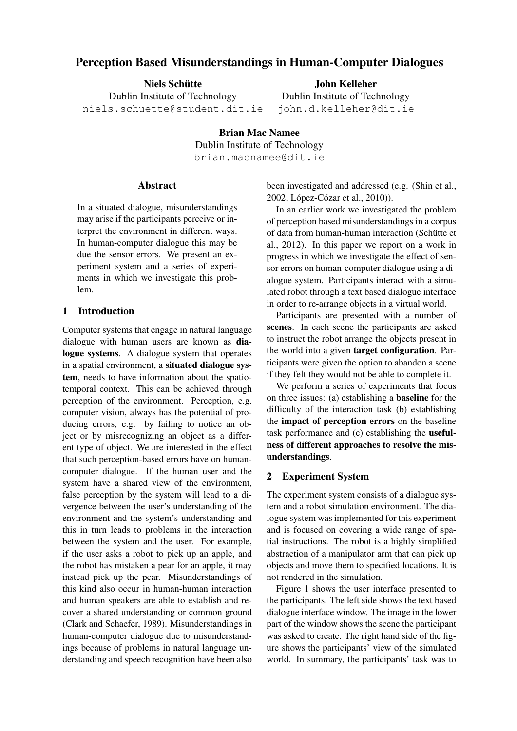# Perception Based Misunderstandings in Human-Computer Dialogues

**Niels Schütte**
Dublin Institute of Technology
niels.schuette@student.dit.ie

**John Kelleher**
Dublin Institute of Technology
john.d.kelleher@dit.ie

**Brian Mac Namee**
Dublin Institute of Technology
brian.macnamee@dit.ie

## Abstract

In a situated dialogue, misunderstandings may arise if the participants perceive or interpret the environment in different ways. In human-computer dialogue this may be due the sensor errors. We present an experiment system and a series of experiments in which we investigate this problem.

## 1 Introduction

Computer systems that engage in natural language dialogue with human users are known as **dialogue systems**. A dialogue system that operates in a spatial environment, a **situated dialogue system**, needs to have information about the spatio-temporal context. This can be achieved through perception of the environment. Perception, e.g. computer vision, always has the potential of producing errors, e.g. by failing to notice an object or by misrecognizing an object as a different type of object. We are interested in the effect that such perception-based errors have on human-computer dialogue. If the human user and the system have a shared view of the environment, false perception by the system will lead to a divergence between the user's understanding of the environment and the system's understanding and this in turn leads to problems in the interaction between the system and the user. For example, if the user asks a robot to pick up an apple, and the robot has mistaken a pear for an apple, it may instead pick up the pear. Misunderstandings of this kind also occur in human-human interaction and human speakers are able to establish and recover a shared understanding or common ground (Clark and Schaefer, 1989). Misunderstandings in human-computer dialogue due to misunderstandings because of problems in natural language understanding and speech recognition have been also been investigated and addressed (e.g. (Shin et al., 2002; López-Cózar et al., 2010)).

In an earlier work we investigated the problem of perception based misunderstandings in a corpus of data from human-human interaction (Schütte et al., 2012). In this paper we report on a work in progress in which we investigate the effect of sensor errors on human-computer dialogue using a dialogue system. Participants interact with a simulated robot through a text based dialogue interface in order to re-arrange objects in a virtual world.

Participants are presented with a number of **scenes**. In each scene the participants are asked to instruct the robot arrange the objects present in the world into a given **target configuration**. Participants were given the option to abandon a scene if they felt they would not be able to complete it.

We perform a series of experiments that focus on three issues: (a) establishing a **baseline** for the difficulty of the interaction task (b) establishing the **impact of perception errors** on the baseline task performance and (c) establishing the **usefulness of different approaches to resolve the misunderstandings**.

## 2 Experiment System

The experiment system consists of a dialogue system and a robot simulation environment. The dialogue system was implemented for this experiment and is focused on covering a wide range of spatial instructions. The robot is a highly simplified abstraction of a manipulator arm that can pick up objects and move them to specified locations. It is not rendered in the simulation.

Figure 1 shows the user interface presented to the participants. The left side shows the text based dialogue interface window. The image in the lower part of the window shows the scene the participant was asked to create. The right hand side of the figure shows the participants' view of the simulated world. In summary, the participants' task was to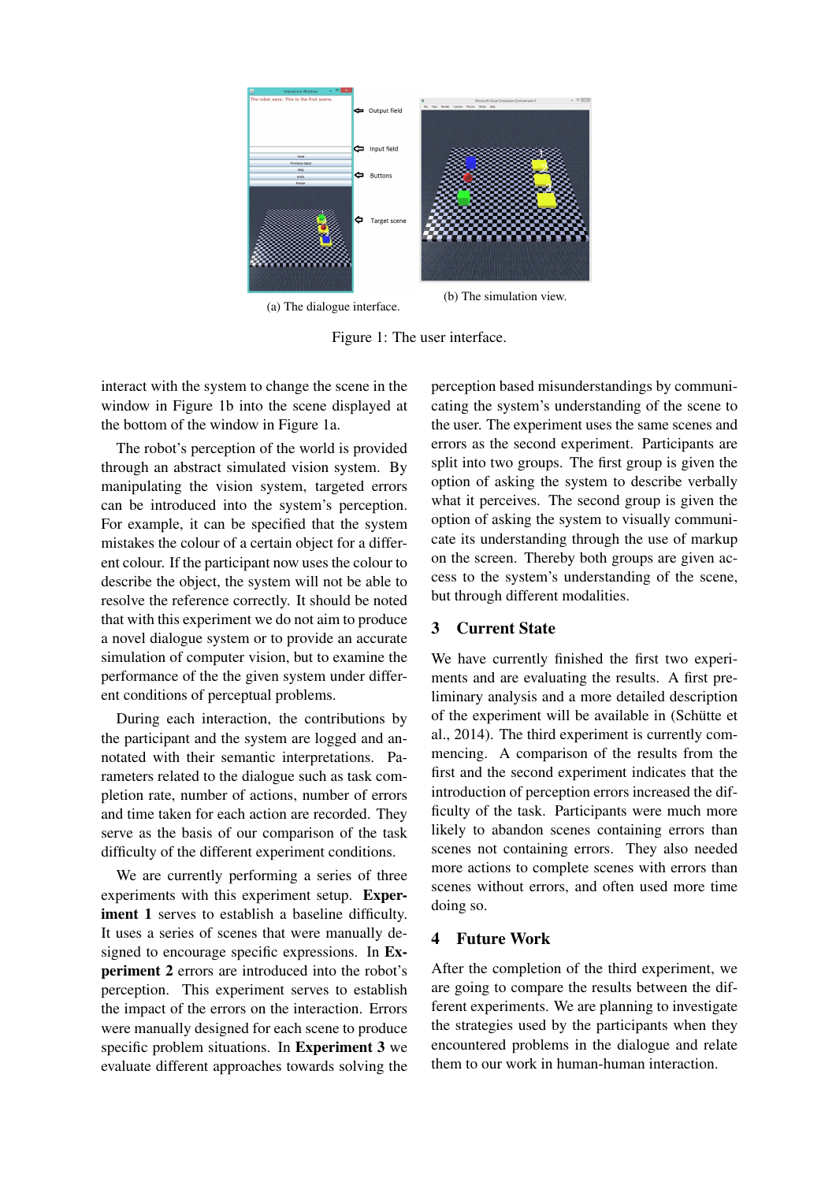(a) The dialogue interface.

(b) The simulation view.

Figure 1: The user interface.

interact with the system to change the scene in the window in Figure 1b into the scene displayed at the bottom of the window in Figure 1a.

The robot's perception of the world is provided through an abstract simulated vision system. By manipulating the vision system, targeted errors can be introduced into the system's perception. For example, it can be specified that the system mistakes the colour of a certain object for a different colour. If the participant now uses the colour to describe the object, the system will not be able to resolve the reference correctly. It should be noted that with this experiment we do not aim to produce a novel dialogue system or to provide an accurate simulation of computer vision, but to examine the performance of the the given system under different conditions of perceptual problems.

During each interaction, the contributions by the participant and the system are logged and annotated with their semantic interpretations. Parameters related to the dialogue such as task completion rate, number of actions, number of errors and time taken for each action are recorded. They serve as the basis of our comparison of the task difficulty of the different experiment conditions.

We are currently performing a series of three experiments with this experiment setup. **Experiment 1** serves to establish a baseline difficulty. It uses a series of scenes that were manually designed to encourage specific expressions. In **Experiment 2** errors are introduced into the robot's perception. This experiment serves to establish the impact of the errors on the interaction. Errors were manually designed for each scene to produce specific problem situations. In **Experiment 3** we evaluate different approaches towards solving the perception based misunderstandings by communicating the system's understanding of the scene to the user. The experiment uses the same scenes and errors as the second experiment. Participants are split into two groups. The first group is given the option of asking the system to describe verbally what it perceives. The second group is given the option of asking the system to visually communicate its understanding through the use of markup on the screen. Thereby both groups are given access to the system's understanding of the scene, but through different modalities.

## 3 Current State

We have currently finished the first two experiments and are evaluating the results. A first preliminary analysis and a more detailed description of the experiment will be available in (Schütte et al., 2014). The third experiment is currently commencing. A comparison of the results from the first and the second experiment indicates that the introduction of perception errors increased the difficulty of the task. Participants were much more likely to abandon scenes containing errors than scenes not containing errors. They also needed more actions to complete scenes with errors than scenes without errors, and often used more time doing so.

## 4 Future Work

After the completion of the third experiment, we are going to compare the results between the different experiments. We are planning to investigate the strategies used by the participants when they encountered problems in the dialogue and relate them to our work in human-human interaction.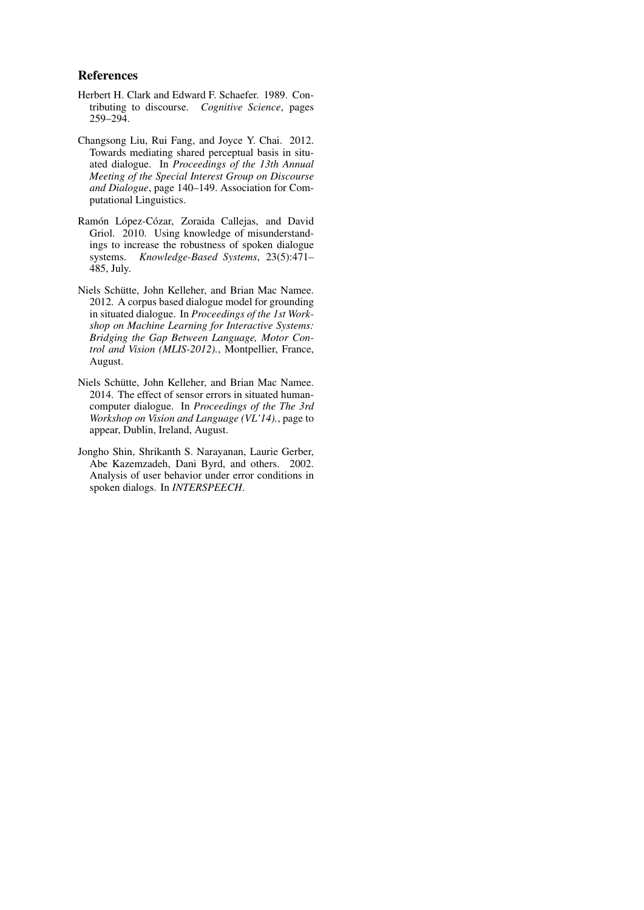## References

Herbert H. Clark and Edward F. Schaefer. 1989. Contributing to discourse. *Cognitive Science*, pages 259–294.

Changsong Liu, Rui Fang, and Joyce Y. Chai. 2012. Towards mediating shared perceptual basis in situated dialogue. In *Proceedings of the 13th Annual Meeting of the Special Interest Group on Discourse and Dialogue*, page 140–149. Association for Computational Linguistics.

Ramón López-Cózar, Zoraida Callejas, and David Griol. 2010. Using knowledge of misunderstandings to increase the robustness of spoken dialogue systems. *Knowledge-Based Systems*, 23(5):471–485, July.

Niels Schütte, John Kelleher, and Brian Mac Namee. 2012. A corpus based dialogue model for grounding in situated dialogue. In *Proceedings of the 1st Workshop on Machine Learning for Interactive Systems: Bridging the Gap Between Language, Motor Control and Vision (MLIS-2012).*, Montpellier, France, August.

Niels Schütte, John Kelleher, and Brian Mac Namee. 2014. The effect of sensor errors in situated human-computer dialogue. In *Proceedings of the The 3rd Workshop on Vision and Language (VL'14).*, page to appear, Dublin, Ireland, August.

Jongho Shin, Shrikanth S. Narayanan, Laurie Gerber, Abe Kazemzadeh, Dani Byrd, and others. 2002. Analysis of user behavior under error conditions in spoken dialogs. In *INTERSPEECH*.